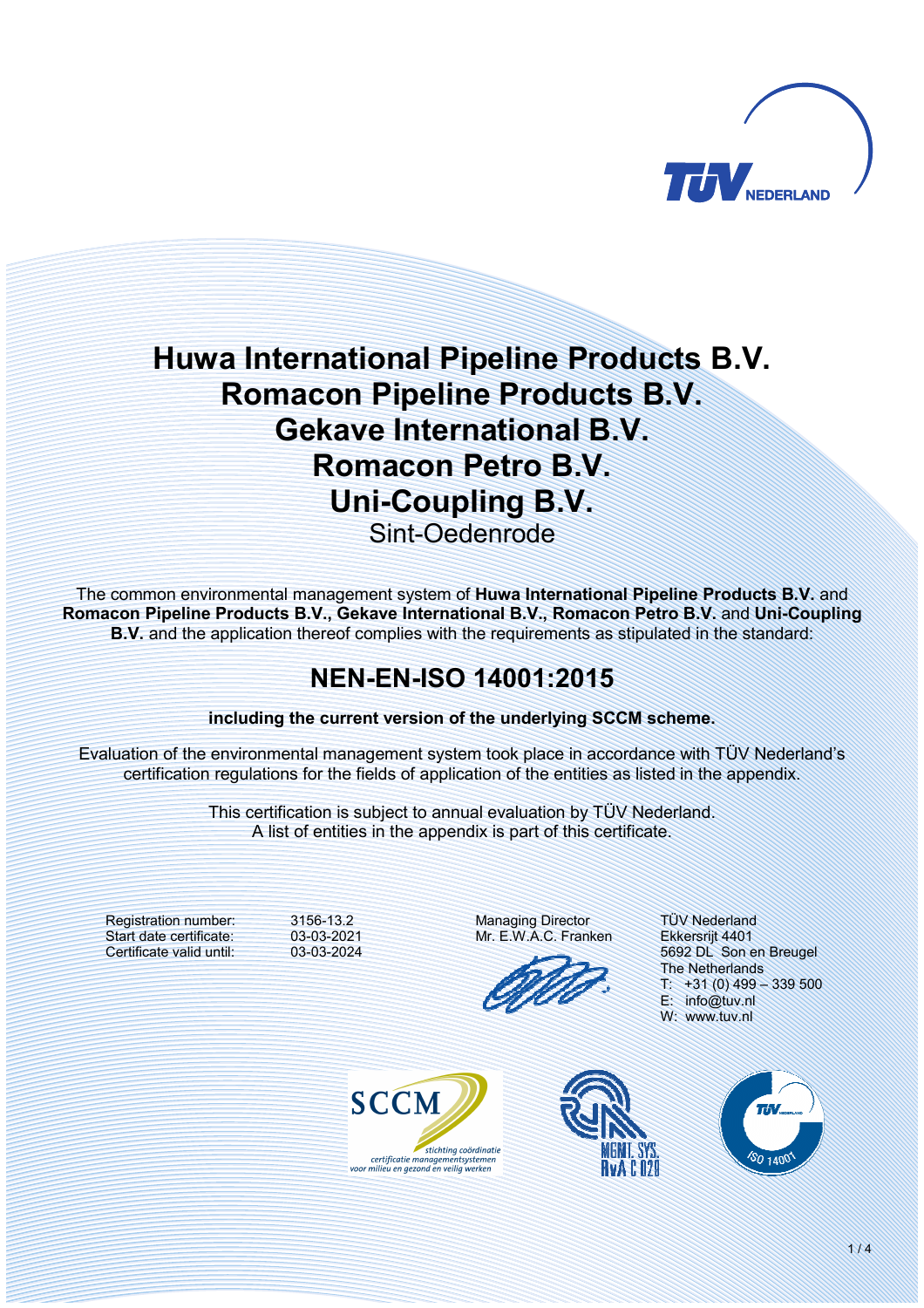# Huwa International Pipeline Products B.V.
# Romacon Pipeline Products B.V.
# Gekave International B.V.
# Romacon Petro B.V.
# Uni-Coupling B.V.

Sint-Oedenrode

The common environmental management system of **Huwa International Pipeline Products B.V.** and **Romacon Pipeline Products B.V., Gekave International B.V., Romacon Petro B.V.** and **Uni-Coupling B.V.** and the application thereof complies with the requirements as stipulated in the standard:

## NEN-EN-ISO 14001:2015

**including the current version of the underlying SCCM scheme.**

Evaluation of the environmental management system took place in accordance with TÜV Nederland's certification regulations for the fields of application of the entities as listed in the appendix.

This certification is subject to annual evaluation by TÜV Nederland.
A list of entities in the appendix is part of this certificate.

Registration number: 3156-13.2
Start date certificate: 03-03-2021
Certificate valid until: 03-03-2024

Managing Director
Mr. E.W.A.C. Franken

TÜV Nederland
Ekkersrijt 4401
5692 DL Son en Breugel
The Netherlands
T: +31 (0) 499 – 339 500
E: info@tuv.nl
W: www.tuv.nl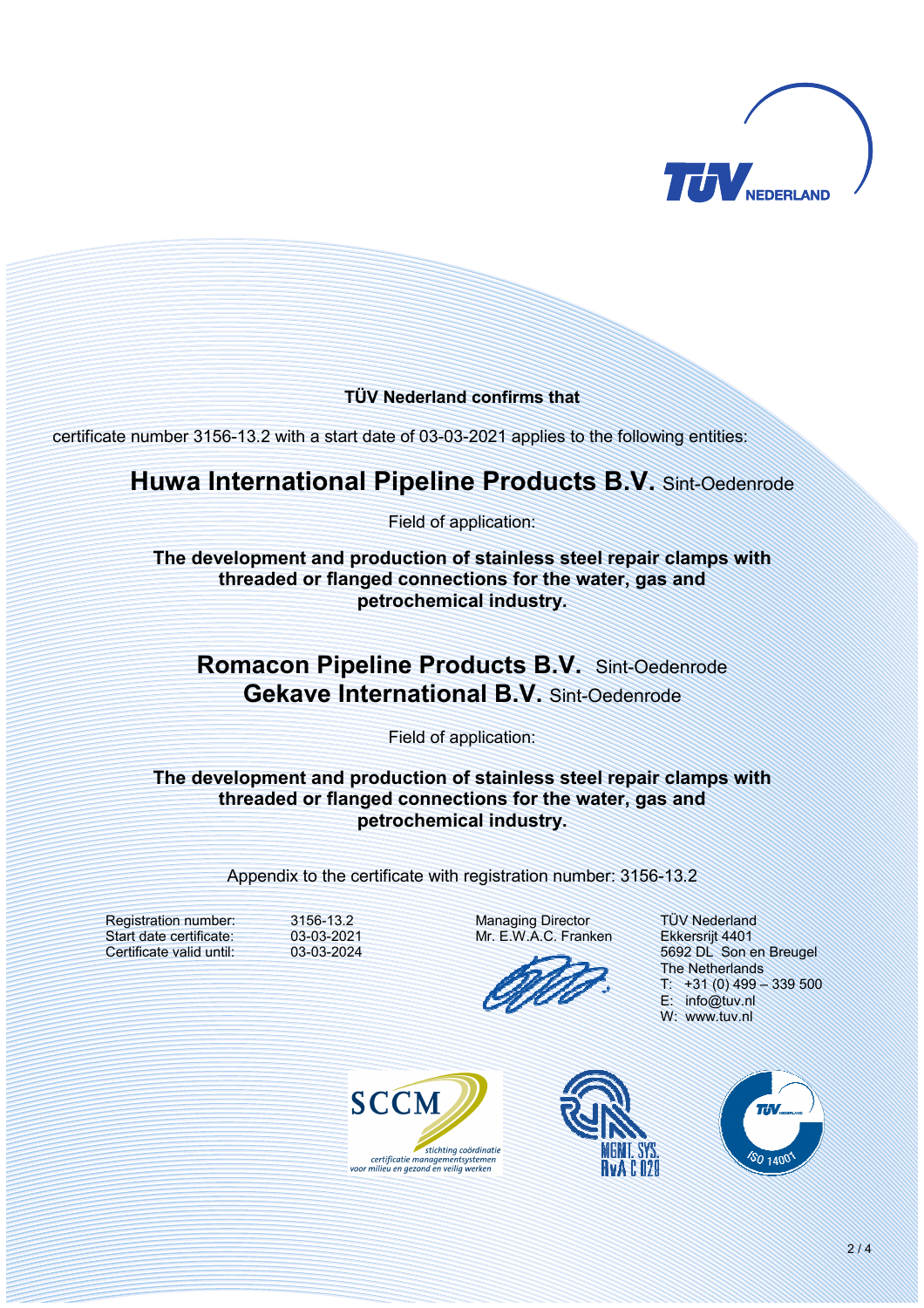**TÜV Nederland confirms that**

certificate number 3156-13.2 with a start date of 03-03-2021 applies to the following entities:

## **Huwa International Pipeline Products B.V.** Sint-Oedenrode

Field of application:

**The development and production of stainless steel repair clamps with threaded or flanged connections for the water, gas and petrochemical industry.**

## **Romacon Pipeline Products B.V.** Sint-Oedenrode
## **Gekave International B.V.** Sint-Oedenrode

Field of application:

**The development and production of stainless steel repair clamps with threaded or flanged connections for the water, gas and petrochemical industry.**

Appendix to the certificate with registration number: 3156-13.2

Registration number: 3156-13.2
Start date certificate: 03-03-2021
Certificate valid until: 03-03-2024

Managing Director
Mr. E.W.A.C. Franken

TÜV Nederland
Ekkersrijt 4401
5692 DL Son en Breugel
The Netherlands
T: +31 (0) 499 – 339 500
E: info@tuv.nl
W: www.tuv.nl

SCCM stichting coördinatie certificatie managementsystemen voor milieu en gezond en veilig werken

MGMT. SYS. RvA C 028

ISO 14001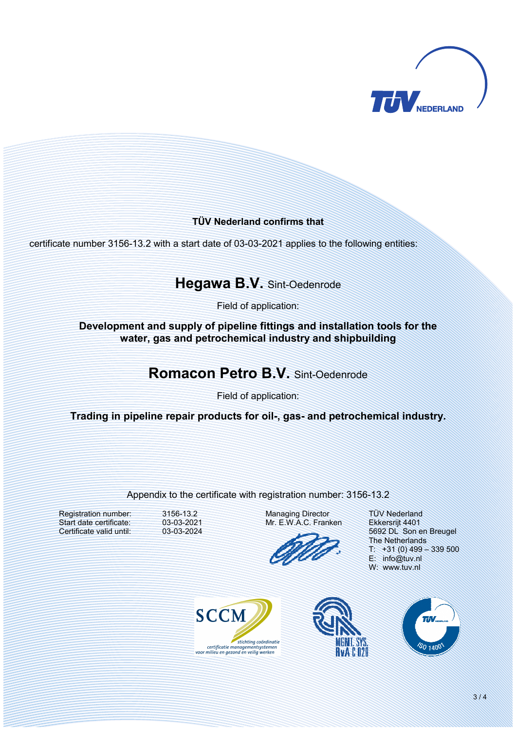**TÜV Nederland confirms that**

certificate number 3156-13.2 with a start date of 03-03-2021 applies to the following entities:

**Hegawa B.V.** Sint-Oedenrode

Field of application:

**Development and supply of pipeline fittings and installation tools for the water, gas and petrochemical industry and shipbuilding**

**Romacon Petro B.V.** Sint-Oedenrode

Field of application:

**Trading in pipeline repair products for oil-, gas- and petrochemical industry.**

Appendix to the certificate with registration number: 3156-13.2

Registration number: 3156-13.2
Start date certificate: 03-03-2021
Certificate valid until: 03-03-2024

Managing Director
Mr. E.W.A.C. Franken

TÜV Nederland
Ekkersrijt 4401
5692 DL Son en Breugel
The Netherlands
T: +31 (0) 499 – 339 500
E: info@tuv.nl
W: www.tuv.nl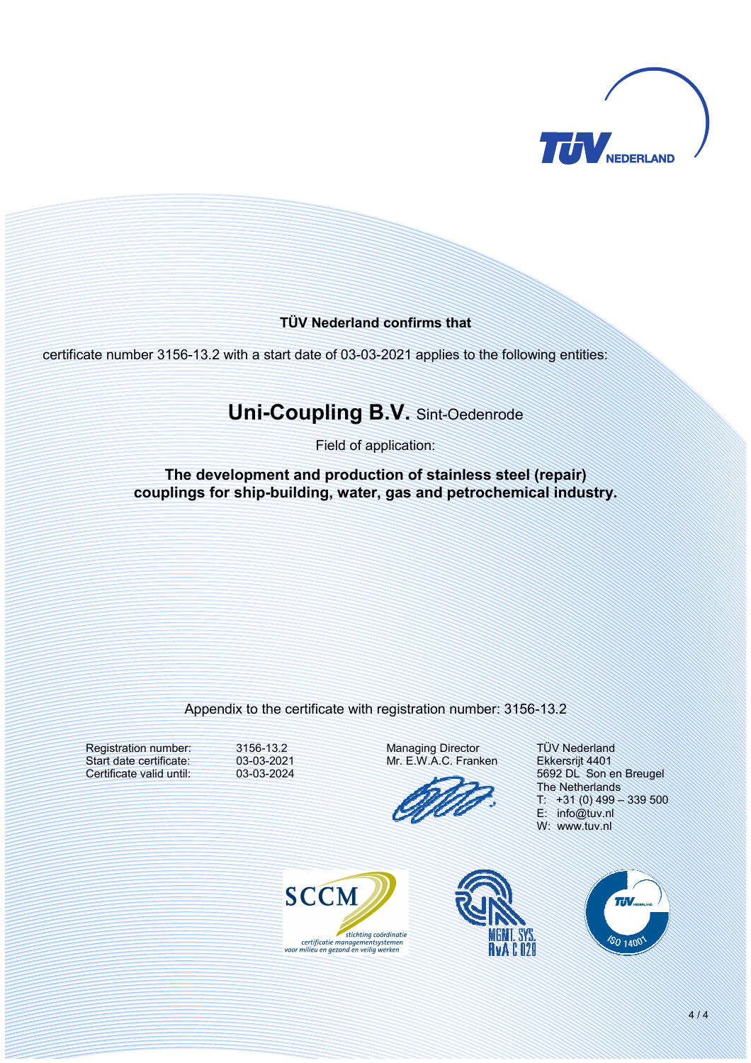**TÜV Nederland confirms that**

certificate number 3156-13.2 with a start date of 03-03-2021 applies to the following entities:

## **Uni-Coupling B.V.** Sint-Oedenrode

Field of application:

**The development and production of stainless steel (repair) couplings for ship-building, water, gas and petrochemical industry.**

Appendix to the certificate with registration number: 3156-13.2

| | |
|---|---|
| Registration number: | 3156-13.2 |
| Start date certificate: | 03-03-2021 |
| Certificate valid until: | 03-03-2024 |

Managing Director
Mr. E.W.A.C. Franken

TÜV Nederland
Ekkersrijt 4401
5692 DL Son en Breugel
The Netherlands
T: +31 (0) 499 – 339 500
E: info@tuv.nl
W: www.tuv.nl

SCCM stichting coördinatie certificatie managementsystemen voor milieu en gezond en veilig werken

MGMT. SYS. RvA C 029

ISO 14001